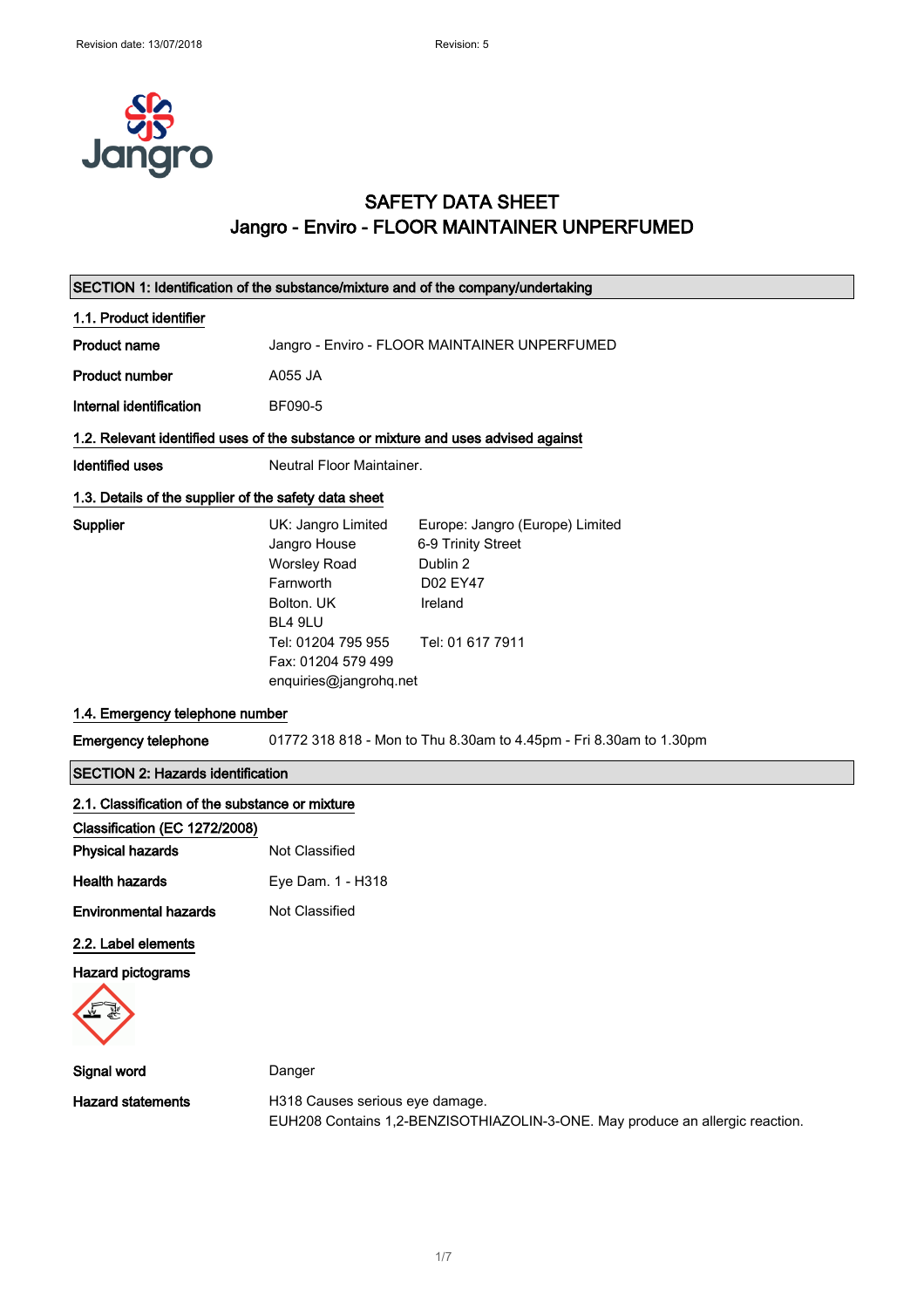# SAFETY DATA SHEET
## Jangro - Enviro - FLOOR MAINTAINER UNPERFUMED

## SECTION 1: Identification of the substance/mixture and of the company/undertaking

### 1.1. Product identifier

**Product name** Jangro - Enviro - FLOOR MAINTAINER UNPERFUMED

**Product number** A055 JA

**Internal identification** BF090-5

### 1.2. Relevant identified uses of the substance or mixture and uses advised against

**Identified uses** Neutral Floor Maintainer.

### 1.3. Details of the supplier of the safety data sheet

**Supplier**

UK: Jangro Limited
Jangro House
Worsley Road
Farnworth
Bolton. UK
BL4 9LU
Tel: 01204 795 955
Fax: 01204 579 499
enquiries@jangrohq.net

Europe: Jangro (Europe) Limited
6-9 Trinity Street
Dublin 2
D02 EY47
Ireland

Tel: 01 617 7911

### 1.4. Emergency telephone number

**Emergency telephone** 01772 318 818 - Mon to Thu 8.30am to 4.45pm - Fri 8.30am to 1.30pm

## SECTION 2: Hazards identification

### 2.1. Classification of the substance or mixture

**Classification (EC 1272/2008)**

**Physical hazards** Not Classified

**Health hazards** Eye Dam. 1 - H318

**Environmental hazards** Not Classified

### 2.2. Label elements

**Hazard pictograms**

**Signal word** Danger

**Hazard statements** H318 Causes serious eye damage.
EUH208 Contains 1,2-BENZISOTHIAZOLIN-3-ONE. May produce an allergic reaction.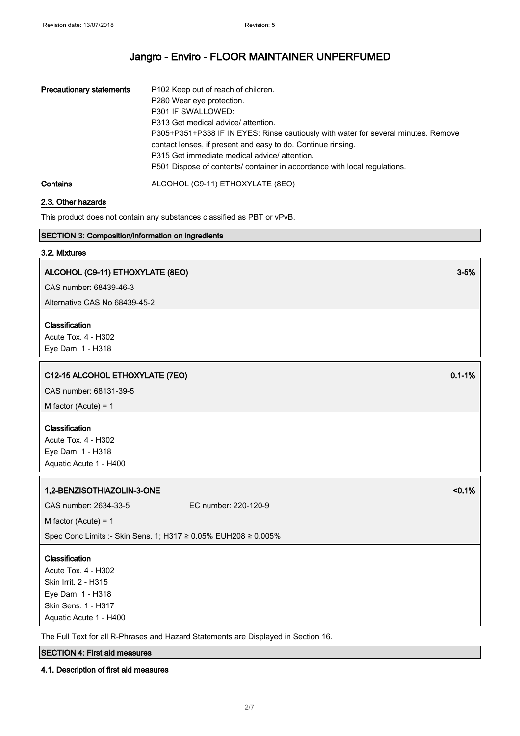| | |
|---|---|
| **Precautionary statements** | P102 Keep out of reach of children.<br>P280 Wear eye protection.<br>P301 IF SWALLOWED:<br>P313 Get medical advice/ attention.<br>P305+P351+P338 IF IN EYES: Rinse cautiously with water for several minutes. Remove contact lenses, if present and easy to do. Continue rinsing.<br>P315 Get immediate medical advice/ attention.<br>P501 Dispose of contents/ container in accordance with local regulations. |
| **Contains** | ALCOHOL (C9-11) ETHOXYLATE (8EO) |

### 2.3. Other hazards

This product does not contain any substances classified as PBT or vPvB.

## SECTION 3: Composition/information on ingredients

### 3.2. Mixtures

**ALCOHOL (C9-11) ETHOXYLATE (8EO)** — 3-5%

CAS number: 68439-46-3

Alternative CAS No 68439-45-2

**Classification**

Acute Tox. 4 - H302
Eye Dam. 1 - H318

**C12-15 ALCOHOL ETHOXYLATE (7EO)** — 0.1-1%

CAS number: 68131-39-5

M factor (Acute) = 1

**Classification**

Acute Tox. 4 - H302
Eye Dam. 1 - H318
Aquatic Acute 1 - H400

**1,2-BENZISOTHIAZOLIN-3-ONE** — <0.1%

CAS number: 2634-33-5 EC number: 220-120-9

M factor (Acute) = 1

Spec Conc Limits :- Skin Sens. 1; H317 ≥ 0.05% EUH208 ≥ 0.005%

**Classification**

Acute Tox. 4 - H302
Skin Irrit. 2 - H315
Eye Dam. 1 - H318
Skin Sens. 1 - H317
Aquatic Acute 1 - H400

The Full Text for all R-Phrases and Hazard Statements are Displayed in Section 16.

## SECTION 4: First aid measures

### 4.1. Description of first aid measures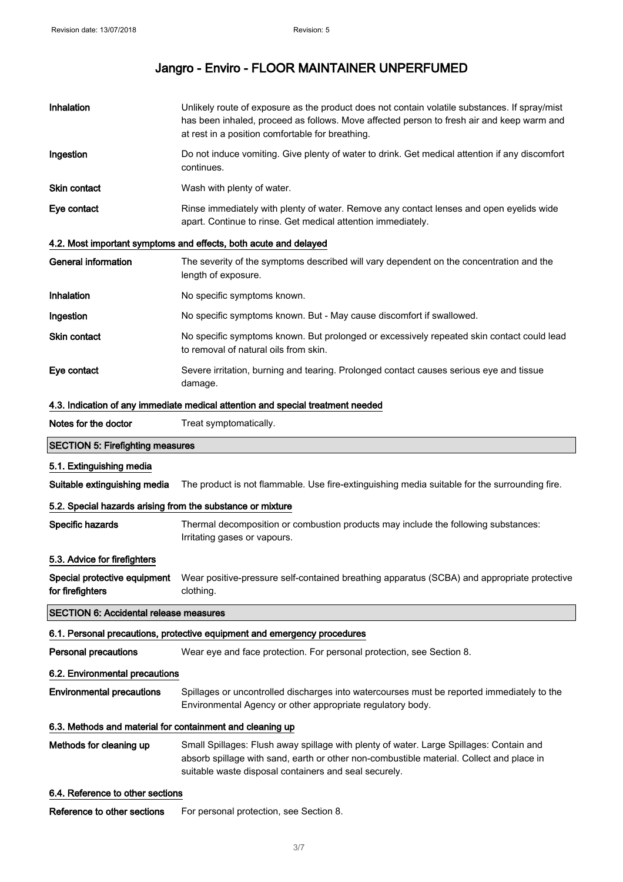# Jangro - Enviro - FLOOR MAINTAINER UNPERFUMED

| | |
|---|---|
| **Inhalation** | Unlikely route of exposure as the product does not contain volatile substances. If spray/mist has been inhaled, proceed as follows. Move affected person to fresh air and keep warm and at rest in a position comfortable for breathing. |
| **Ingestion** | Do not induce vomiting. Give plenty of water to drink. Get medical attention if any discomfort continues. |
| **Skin contact** | Wash with plenty of water. |
| **Eye contact** | Rinse immediately with plenty of water. Remove any contact lenses and open eyelids wide apart. Continue to rinse. Get medical attention immediately. |

### 4.2. Most important symptoms and effects, both acute and delayed

| | |
|---|---|
| **General information** | The severity of the symptoms described will vary dependent on the concentration and the length of exposure. |
| **Inhalation** | No specific symptoms known. |
| **Ingestion** | No specific symptoms known. But - May cause discomfort if swallowed. |
| **Skin contact** | No specific symptoms known. But prolonged or excessively repeated skin contact could lead to removal of natural oils from skin. |
| **Eye contact** | Severe irritation, burning and tearing. Prolonged contact causes serious eye and tissue damage. |

### 4.3. Indication of any immediate medical attention and special treatment needed

| | |
|---|---|
| **Notes for the doctor** | Treat symptomatically. |

## SECTION 5: Firefighting measures

### 5.1. Extinguishing media

| | |
|---|---|
| **Suitable extinguishing media** | The product is not flammable. Use fire-extinguishing media suitable for the surrounding fire. |

### 5.2. Special hazards arising from the substance or mixture

| | |
|---|---|
| **Specific hazards** | Thermal decomposition or combustion products may include the following substances: Irritating gases or vapours. |

### 5.3. Advice for firefighters

| | |
|---|---|
| **Special protective equipment for firefighters** | Wear positive-pressure self-contained breathing apparatus (SCBA) and appropriate protective clothing. |

## SECTION 6: Accidental release measures

### 6.1. Personal precautions, protective equipment and emergency procedures

| | |
|---|---|
| **Personal precautions** | Wear eye and face protection. For personal protection, see Section 8. |

### 6.2. Environmental precautions

| | |
|---|---|
| **Environmental precautions** | Spillages or uncontrolled discharges into watercourses must be reported immediately to the Environmental Agency or other appropriate regulatory body. |

### 6.3. Methods and material for containment and cleaning up

| | |
|---|---|
| **Methods for cleaning up** | Small Spillages: Flush away spillage with plenty of water. Large Spillages: Contain and absorb spillage with sand, earth or other non-combustible material. Collect and place in suitable waste disposal containers and seal securely. |

### 6.4. Reference to other sections

| | |
|---|---|
| **Reference to other sections** | For personal protection, see Section 8. |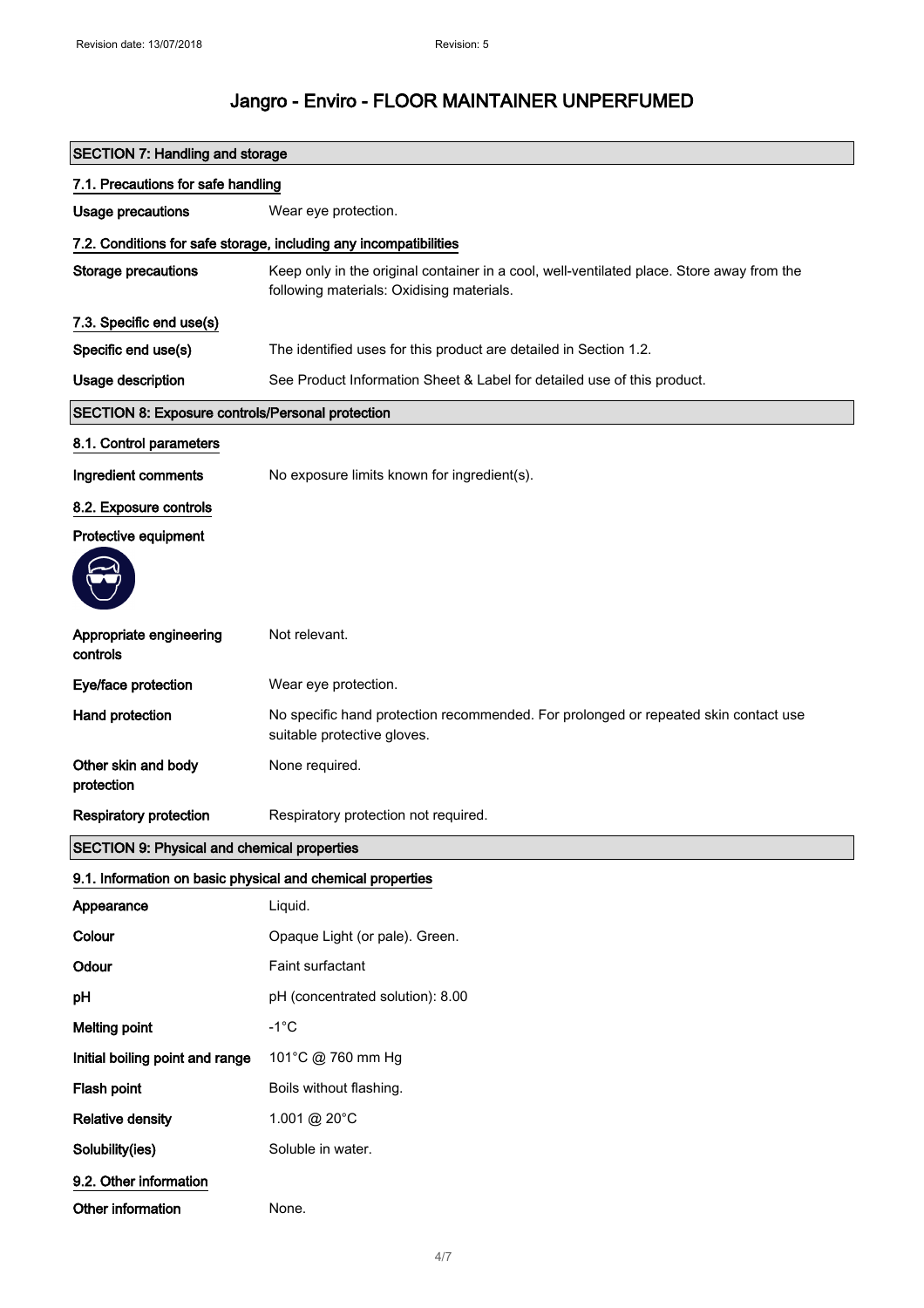# Jangro - Enviro - FLOOR MAINTAINER UNPERFUMED

## SECTION 7: Handling and storage

### 7.1. Precautions for safe handling

**Usage precautions** Wear eye protection.

### 7.2. Conditions for safe storage, including any incompatibilities

**Storage precautions** Keep only in the original container in a cool, well-ventilated place. Store away from the following materials: Oxidising materials.

### 7.3. Specific end use(s)

**Specific end use(s)** The identified uses for this product are detailed in Section 1.2.

**Usage description** See Product Information Sheet & Label for detailed use of this product.

## SECTION 8: Exposure controls/Personal protection

### 8.1. Control parameters

**Ingredient comments** No exposure limits known for ingredient(s).

### 8.2. Exposure controls

**Protective equipment**

**Appropriate engineering controls** Not relevant.

**Eye/face protection** Wear eye protection.

**Hand protection** No specific hand protection recommended. For prolonged or repeated skin contact use suitable protective gloves.

**Other skin and body protection** None required.

**Respiratory protection** Respiratory protection not required.

## SECTION 9: Physical and chemical properties

### 9.1. Information on basic physical and chemical properties

**Appearance** Liquid.

**Colour** Opaque Light (or pale). Green.

**Odour** Faint surfactant

**pH** pH (concentrated solution): 8.00

**Melting point** -1°C

**Initial boiling point and range** 101°C @ 760 mm Hg

**Flash point** Boils without flashing.

**Relative density** 1.001 @ 20°C

**Solubility(ies)** Soluble in water.

### 9.2. Other information

**Other information** None.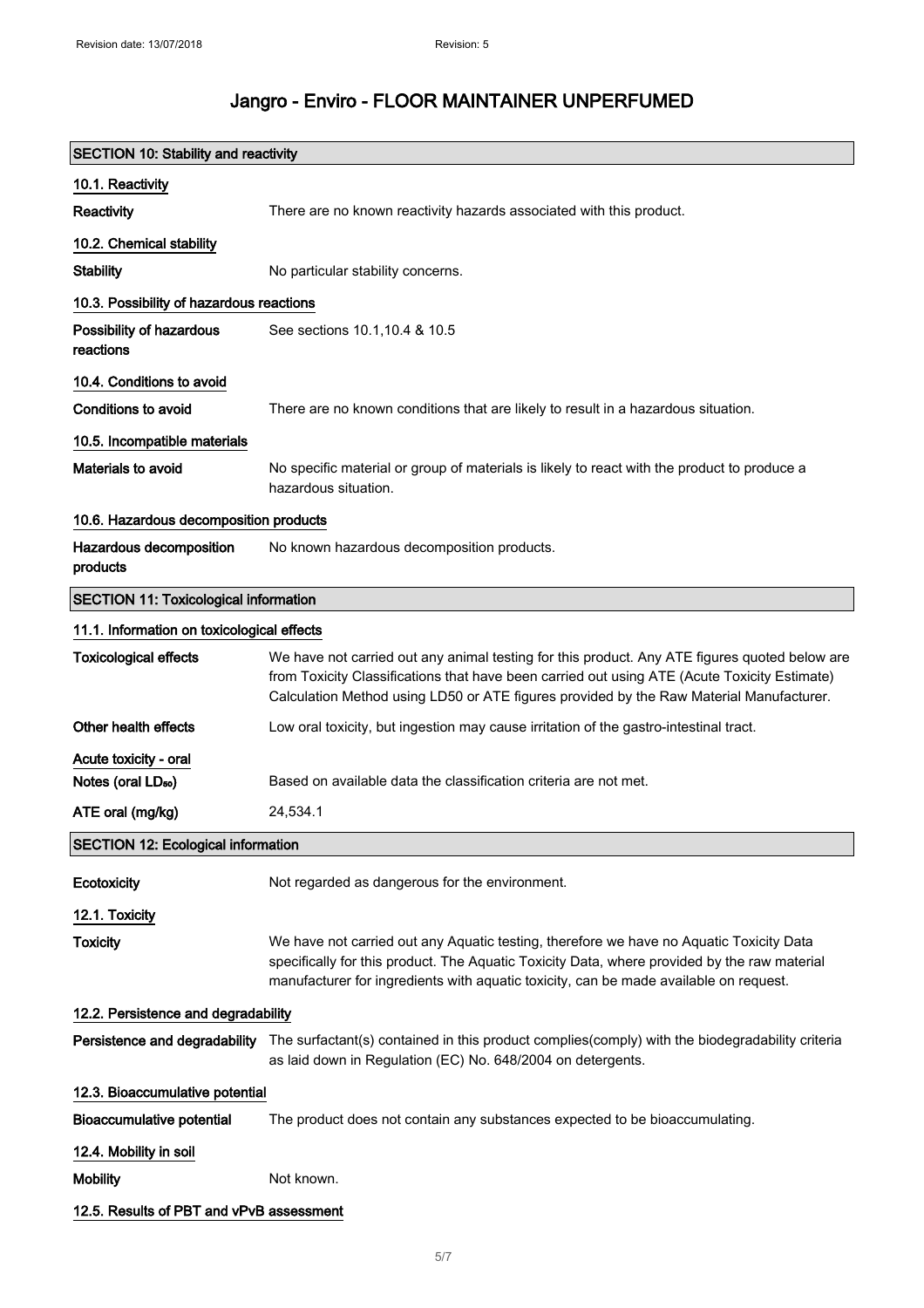# Jangro - Enviro - FLOOR MAINTAINER UNPERFUMED

## SECTION 10: Stability and reactivity

### 10.1. Reactivity

**Reactivity** There are no known reactivity hazards associated with this product.

### 10.2. Chemical stability

**Stability** No particular stability concerns.

### 10.3. Possibility of hazardous reactions

**Possibility of hazardous reactions** See sections 10.1,10.4 & 10.5

### 10.4. Conditions to avoid

**Conditions to avoid** There are no known conditions that are likely to result in a hazardous situation.

### 10.5. Incompatible materials

**Materials to avoid** No specific material or group of materials is likely to react with the product to produce a hazardous situation.

### 10.6. Hazardous decomposition products

**Hazardous decomposition products** No known hazardous decomposition products.

## SECTION 11: Toxicological information

### 11.1. Information on toxicological effects

**Toxicological effects** We have not carried out any animal testing for this product. Any ATE figures quoted below are from Toxicity Classifications that have been carried out using ATE (Acute Toxicity Estimate) Calculation Method using LD50 or ATE figures provided by the Raw Material Manufacturer.

**Other health effects** Low oral toxicity, but ingestion may cause irritation of the gastro-intestinal tract.

**Acute toxicity - oral**

**Notes (oral $LD_{50}$)** Based on available data the classification criteria are not met.

**ATE oral (mg/kg)** 24,534.1

## SECTION 12: Ecological information

**Ecotoxicity** Not regarded as dangerous for the environment.

### 12.1. Toxicity

**Toxicity** We have not carried out any Aquatic testing, therefore we have no Aquatic Toxicity Data specifically for this product. The Aquatic Toxicity Data, where provided by the raw material manufacturer for ingredients with aquatic toxicity, can be made available on request.

### 12.2. Persistence and degradability

**Persistence and degradability** The surfactant(s) contained in this product complies(comply) with the biodegradability criteria as laid down in Regulation (EC) No. 648/2004 on detergents.

### 12.3. Bioaccumulative potential

**Bioaccumulative potential** The product does not contain any substances expected to be bioaccumulating.

### 12.4. Mobility in soil

**Mobility** Not known.

### 12.5. Results of PBT and vPvB assessment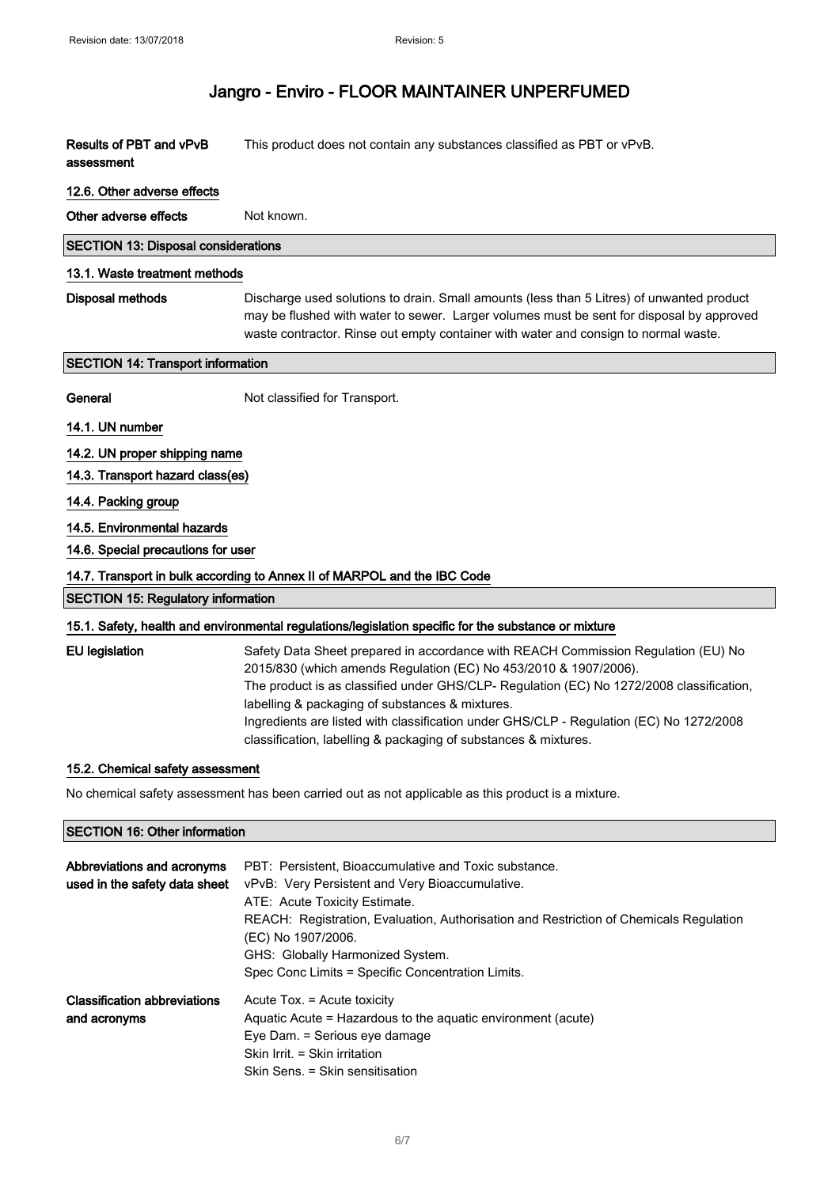| | |
|---|---|
| **Results of PBT and vPvB assessment** | This product does not contain any substances classified as PBT or vPvB. |

### 12.6. Other adverse effects

| | |
|---|---|
| **Other adverse effects** | Not known. |

## SECTION 13: Disposal considerations

### 13.1. Waste treatment methods

| | |
|---|---|
| **Disposal methods** | Discharge used solutions to drain. Small amounts (less than 5 Litres) of unwanted product may be flushed with water to sewer. Larger volumes must be sent for disposal by approved waste contractor. Rinse out empty container with water and consign to normal waste. |

## SECTION 14: Transport information

| | |
|---|---|
| **General** | Not classified for Transport. |

### 14.1. UN number

### 14.2. UN proper shipping name

### 14.3. Transport hazard class(es)

### 14.4. Packing group

### 14.5. Environmental hazards

### 14.6. Special precautions for user

### 14.7. Transport in bulk according to Annex II of MARPOL and the IBC Code

## SECTION 15: Regulatory information

### 15.1. Safety, health and environmental regulations/legislation specific for the substance or mixture

| | |
|---|---|
| **EU legislation** | Safety Data Sheet prepared in accordance with REACH Commission Regulation (EU) No 2015/830 (which amends Regulation (EC) No 453/2010 & 1907/2006).<br>The product is as classified under GHS/CLP- Regulation (EC) No 1272/2008 classification, labelling & packaging of substances & mixtures.<br>Ingredients are listed with classification under GHS/CLP - Regulation (EC) No 1272/2008 classification, labelling & packaging of substances & mixtures. |

### 15.2. Chemical safety assessment

No chemical safety assessment has been carried out as not applicable as this product is a mixture.

## SECTION 16: Other information

| | |
|---|---|
| **Abbreviations and acronyms used in the safety data sheet** | PBT: Persistent, Bioaccumulative and Toxic substance.<br>vPvB: Very Persistent and Very Bioaccumulative.<br>ATE: Acute Toxicity Estimate.<br>REACH: Registration, Evaluation, Authorisation and Restriction of Chemicals Regulation (EC) No 1907/2006.<br>GHS: Globally Harmonized System.<br>Spec Conc Limits = Specific Concentration Limits. |
| **Classification abbreviations and acronyms** | Acute Tox. = Acute toxicity<br>Aquatic Acute = Hazardous to the aquatic environment (acute)<br>Eye Dam. = Serious eye damage<br>Skin Irrit. = Skin irritation<br>Skin Sens. = Skin sensitisation |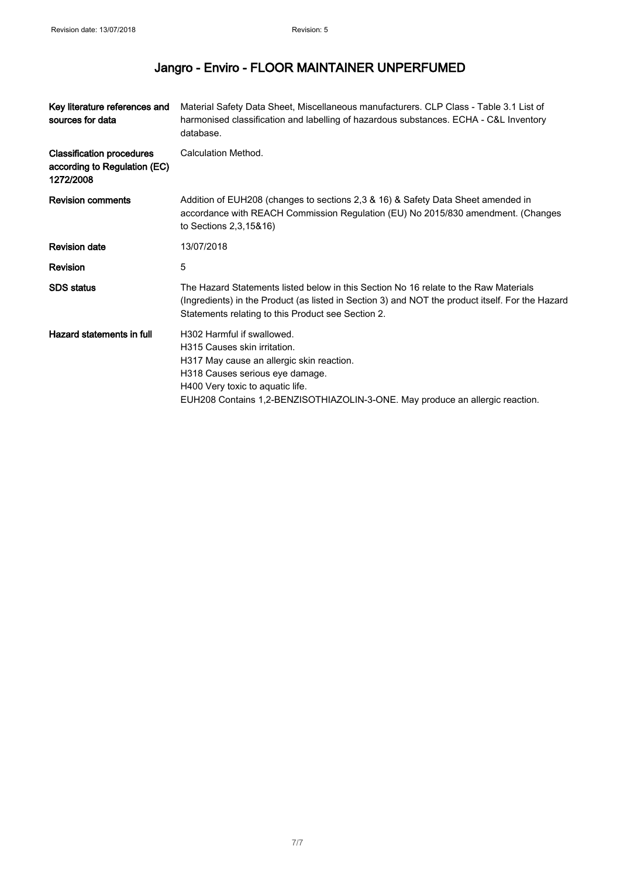# Jangro - Enviro - FLOOR MAINTAINER UNPERFUMED

| | |
|---|---|
| **Key literature references and sources for data** | Material Safety Data Sheet, Miscellaneous manufacturers. CLP Class - Table 3.1 List of harmonised classification and labelling of hazardous substances. ECHA - C&L Inventory database. |
| **Classification procedures according to Regulation (EC) 1272/2008** | Calculation Method. |
| **Revision comments** | Addition of EUH208 (changes to sections 2,3 & 16) & Safety Data Sheet amended in accordance with REACH Commission Regulation (EU) No 2015/830 amendment. (Changes to Sections 2,3,15&16) |
| **Revision date** | 13/07/2018 |
| **Revision** | 5 |
| **SDS status** | The Hazard Statements listed below in this Section No 16 relate to the Raw Materials (Ingredients) in the Product (as listed in Section 3) and NOT the product itself. For the Hazard Statements relating to this Product see Section 2. |
| **Hazard statements in full** | H302 Harmful if swallowed.<br>H315 Causes skin irritation.<br>H317 May cause an allergic skin reaction.<br>H318 Causes serious eye damage.<br>H400 Very toxic to aquatic life.<br>EUH208 Contains 1,2-BENZISOTHIAZOLIN-3-ONE. May produce an allergic reaction. |